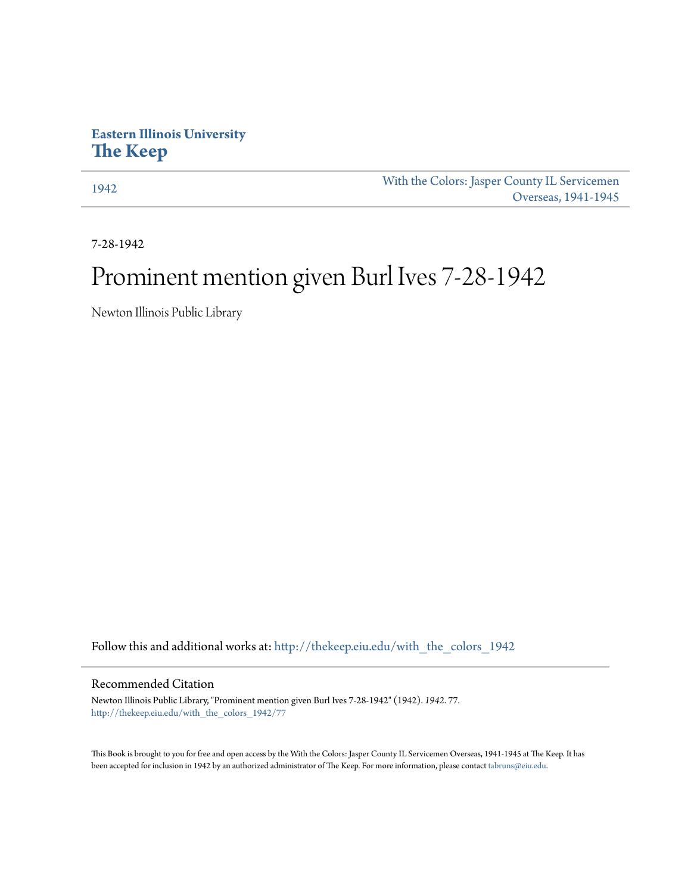Eastern Illinois University
**The Keep**

1942

With the Colors: Jasper County IL Servicemen Overseas, 1941-1945

7-28-1942

# Prominent mention given Burl Ives 7-28-1942

Newton Illinois Public Library

Follow this and additional works at: http://thekeep.eiu.edu/with_the_colors_1942

## Recommended Citation

Newton Illinois Public Library, "Prominent mention given Burl Ives 7-28-1942" (1942). *1942*. 77.
http://thekeep.eiu.edu/with_the_colors_1942/77

This Book is brought to you for free and open access by the With the Colors: Jasper County IL Servicemen Overseas, 1941-1945 at The Keep. It has been accepted for inclusion in 1942 by an authorized administrator of The Keep. For more information, please contact tabruns@eiu.edu.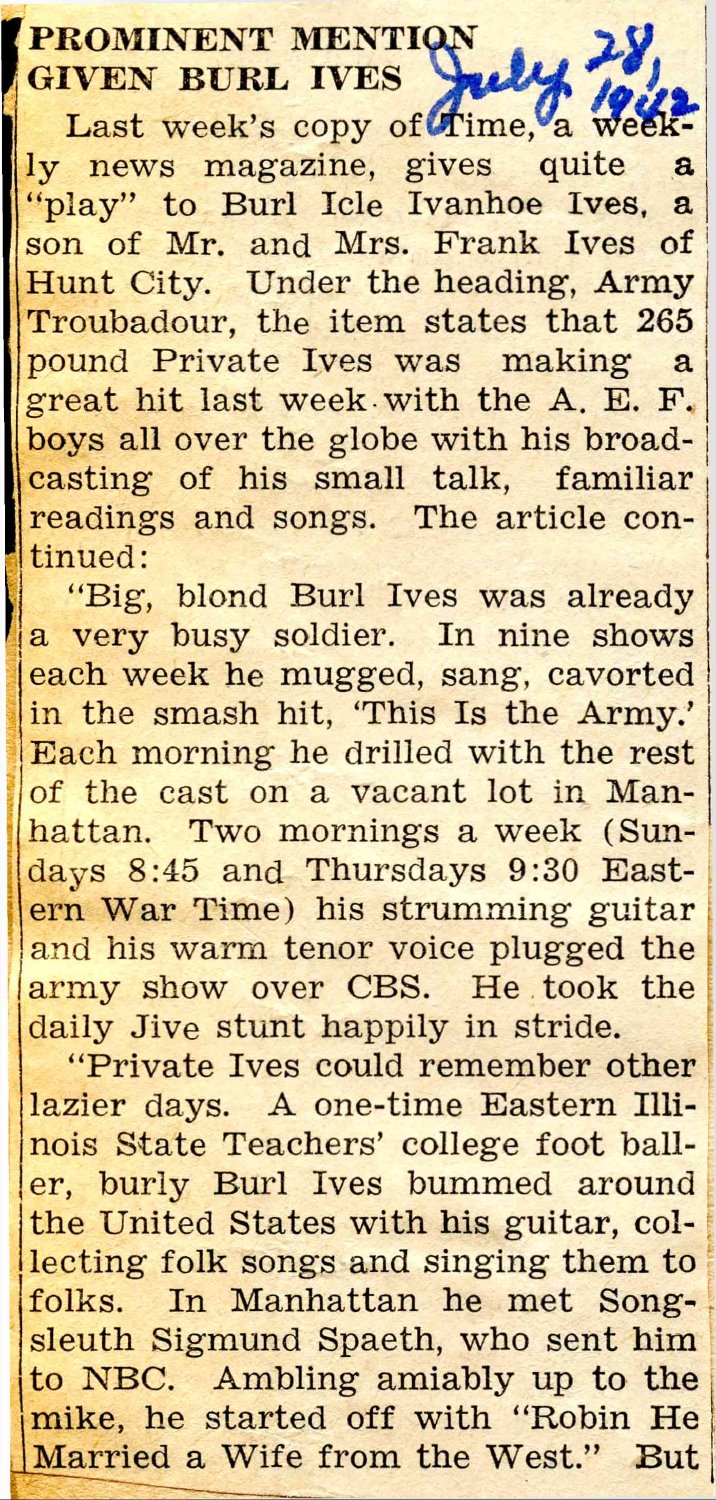# PROMINENT MENTION GIVEN BURL IVES

July 28, 1942

Last week's copy of Time, a weekly news magazine, gives quite a "play" to Burl Icle Ivanhoe Ives, a son of Mr. and Mrs. Frank Ives of Hunt City. Under the heading, Army Troubadour, the item states that 265 pound Private Ives was making a great hit last week with the A. E. F. boys all over the globe with his broadcasting of his small talk, familiar readings and songs. The article continued:

"Big, blond Burl Ives was already a very busy soldier. In nine shows each week he mugged, sang, cavorted in the smash hit, 'This Is the Army.' Each morning he drilled with the rest of the cast on a vacant lot in Manhattan. Two mornings a week (Sundays 8:45 and Thursdays 9:30 Eastern War Time) his strumming guitar and his warm tenor voice plugged the army show over CBS. He took the daily Jive stunt happily in stride.

"Private Ives could remember other lazier days. A one-time Eastern Illinois State Teachers' college foot baller, burly Burl Ives bummed around the United States with his guitar, collecting folk songs and singing them to folks. In Manhattan he met Song-sleuth Sigmund Spaeth, who sent him to NBC. Ambling amiably up to the mike, he started off with "Robin He Married a Wife from the West." But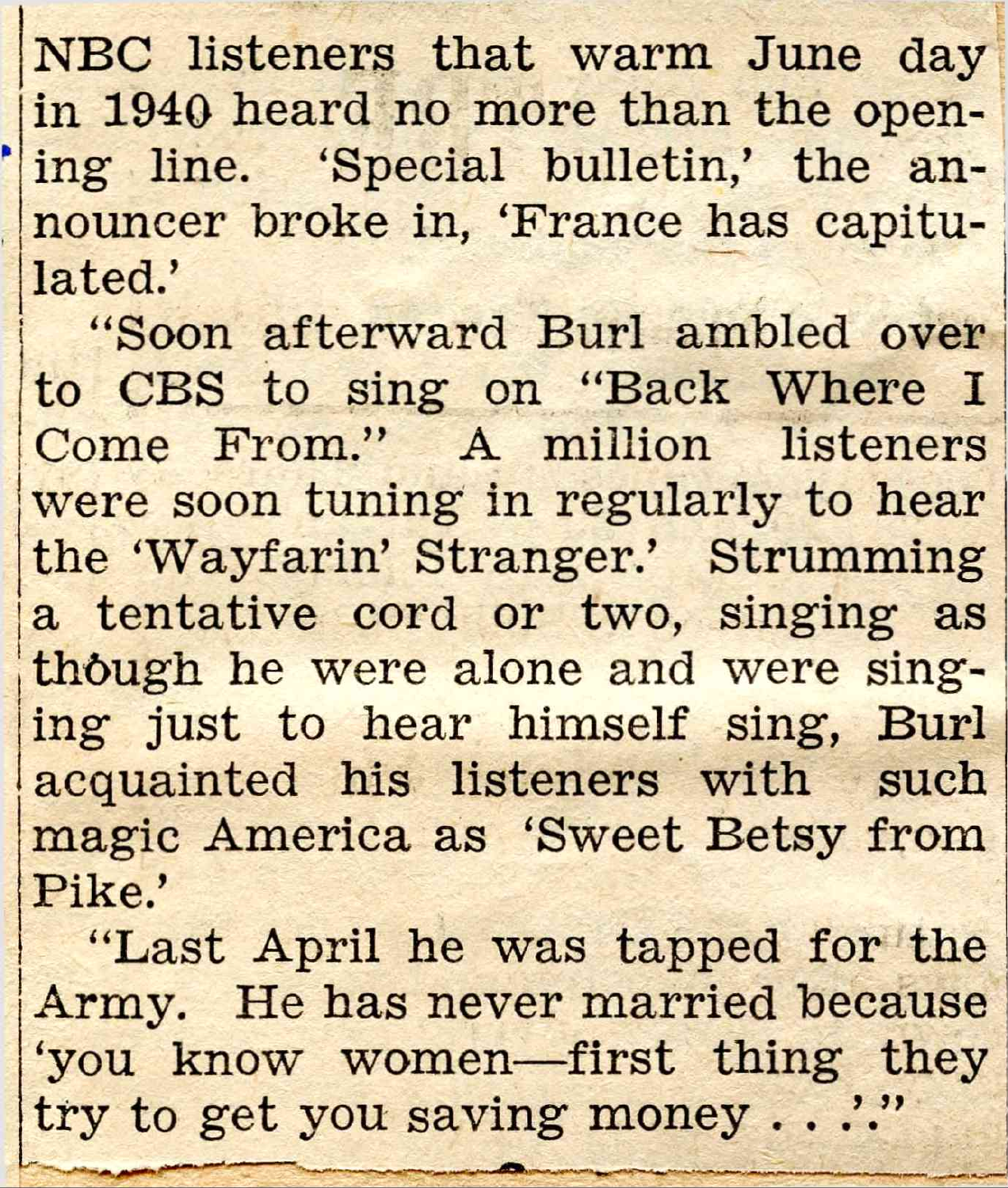NBC listeners that warm June day in 1940 heard no more than the opening line. 'Special bulletin,' the announcer broke in, 'France has capitulated.'

"Soon afterward Burl ambled over to CBS to sing on "Back Where I Come From." A million listeners were soon tuning in regularly to hear the 'Wayfarin' Stranger.' Strumming a tentative cord or two, singing as though he were alone and were singing just to hear himself sing, Burl acquainted his listeners with such magic America as 'Sweet Betsy from Pike.'

"Last April he was tapped for the Army. He has never married because 'you know women—first thing they try to get you saving money . . .'."